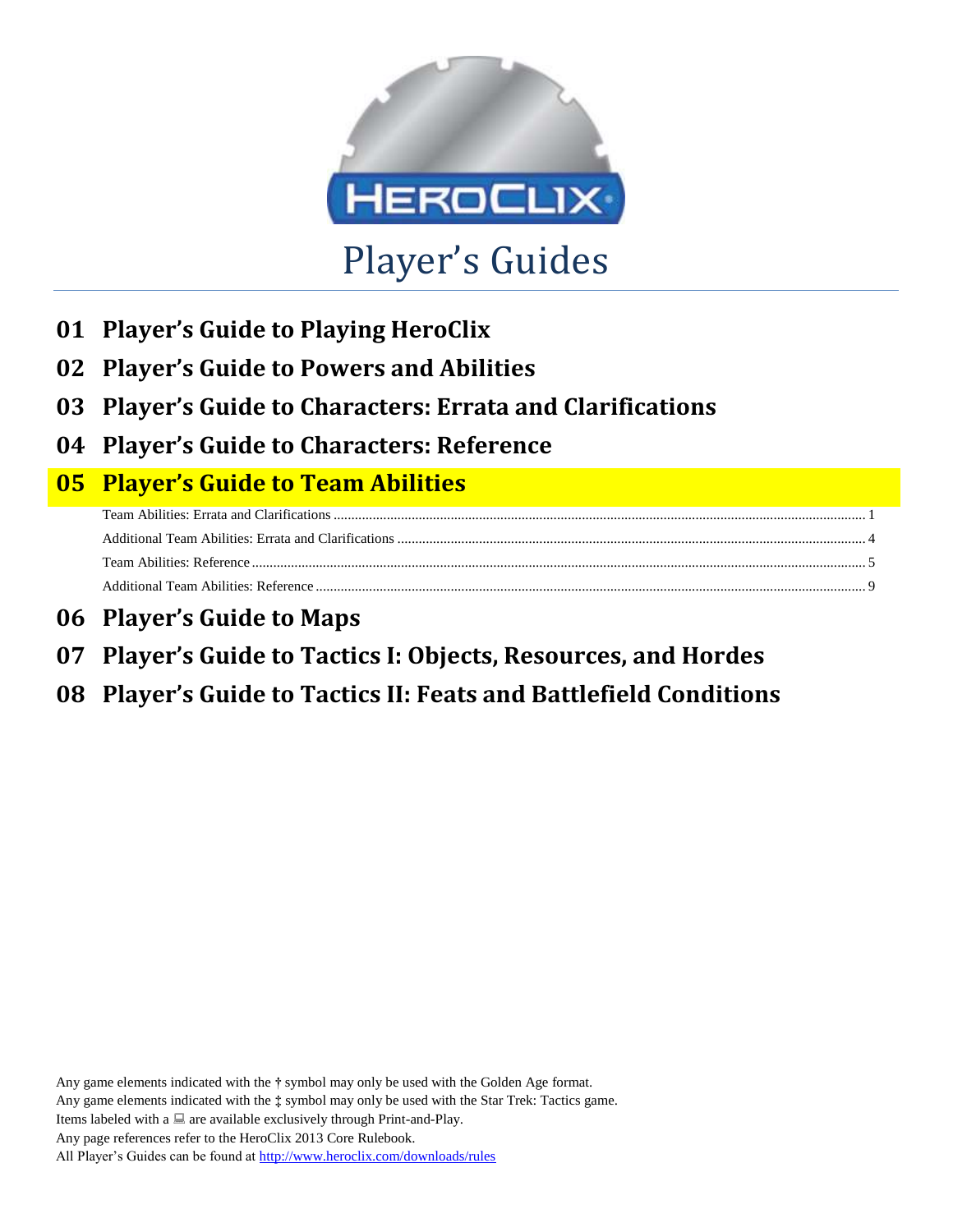# Player's Guides

## 01 Player's Guide to Playing HeroClix

## 02 Player's Guide to Powers and Abilities

## 03 Player's Guide to Characters: Errata and Clarifications

## 04 Player's Guide to Characters: Reference

## 05 Player's Guide to Team Abilities

- Team Abilities: Errata and Clarifications ........ 1
- Additional Team Abilities: Errata and Clarifications ........ 4
- Team Abilities: Reference ........ 5
- Additional Team Abilities: Reference ........ 9

## 06 Player's Guide to Maps

## 07 Player's Guide to Tactics I: Objects, Resources, and Hordes

## 08 Player's Guide to Tactics II: Feats and Battlefield Conditions

Any game elements indicated with the † symbol may only be used with the Golden Age format.
Any game elements indicated with the ‡ symbol may only be used with the Star Trek: Tactics game.
Items labeled with a 💻 are available exclusively through Print-and-Play.
Any page references refer to the HeroClix 2013 Core Rulebook.
All Player's Guides can be found at http://www.heroclix.com/downloads/rules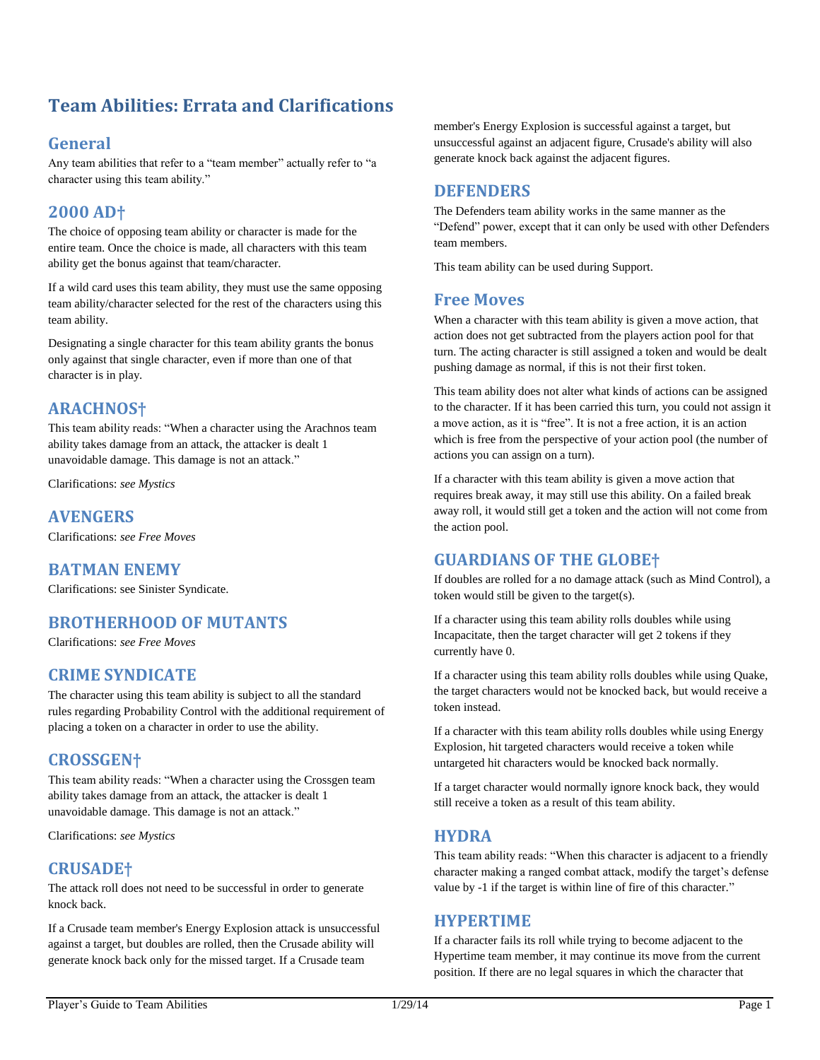# Team Abilities: Errata and Clarifications

## General

Any team abilities that refer to a "team member" actually refer to "a character using this team ability."

## 2000 AD†

The choice of opposing team ability or character is made for the entire team. Once the choice is made, all characters with this team ability get the bonus against that team/character.

If a wild card uses this team ability, they must use the same opposing team ability/character selected for the rest of the characters using this team ability.

Designating a single character for this team ability grants the bonus only against that single character, even if more than one of that character is in play.

## ARACHNOS†

This team ability reads: "When a character using the Arachnos team ability takes damage from an attack, the attacker is dealt 1 unavoidable damage. This damage is not an attack."

Clarifications: *see Mystics*

## AVENGERS

Clarifications: *see Free Moves*

## BATMAN ENEMY

Clarifications: see Sinister Syndicate.

## BROTHERHOOD OF MUTANTS

Clarifications: *see Free Moves*

## CRIME SYNDICATE

The character using this team ability is subject to all the standard rules regarding Probability Control with the additional requirement of placing a token on a character in order to use the ability.

## CROSSGEN†

This team ability reads: "When a character using the Crossgen team ability takes damage from an attack, the attacker is dealt 1 unavoidable damage. This damage is not an attack."

Clarifications: *see Mystics*

## CRUSADE†

The attack roll does not need to be successful in order to generate knock back.

If a Crusade team member's Energy Explosion attack is unsuccessful against a target, but doubles are rolled, then the Crusade ability will generate knock back only for the missed target. If a Crusade team member's Energy Explosion is successful against a target, but unsuccessful against an adjacent figure, Crusade's ability will also generate knock back against the adjacent figures.

## DEFENDERS

The Defenders team ability works in the same manner as the "Defend" power, except that it can only be used with other Defenders team members.

This team ability can be used during Support.

## Free Moves

When a character with this team ability is given a move action, that action does not get subtracted from the players action pool for that turn. The acting character is still assigned a token and would be dealt pushing damage as normal, if this is not their first token.

This team ability does not alter what kinds of actions can be assigned to the character. If it has been carried this turn, you could not assign it a move action, as it is "free". It is not a free action, it is an action which is free from the perspective of your action pool (the number of actions you can assign on a turn).

If a character with this team ability is given a move action that requires break away, it may still use this ability. On a failed break away roll, it would still get a token and the action will not come from the action pool.

## GUARDIANS OF THE GLOBE†

If doubles are rolled for a no damage attack (such as Mind Control), a token would still be given to the target(s).

If a character using this team ability rolls doubles while using Incapacitate, then the target character will get 2 tokens if they currently have 0.

If a character using this team ability rolls doubles while using Quake, the target characters would not be knocked back, but would receive a token instead.

If a character with this team ability rolls doubles while using Energy Explosion, hit targeted characters would receive a token while untargeted hit characters would be knocked back normally.

If a target character would normally ignore knock back, they would still receive a token as a result of this team ability.

## HYDRA

This team ability reads: "When this character is adjacent to a friendly character making a ranged combat attack, modify the target's defense value by -1 if the target is within line of fire of this character."

## HYPERTIME

If a character fails its roll while trying to become adjacent to the Hypertime team member, it may continue its move from the current position. If there are no legal squares in which the character that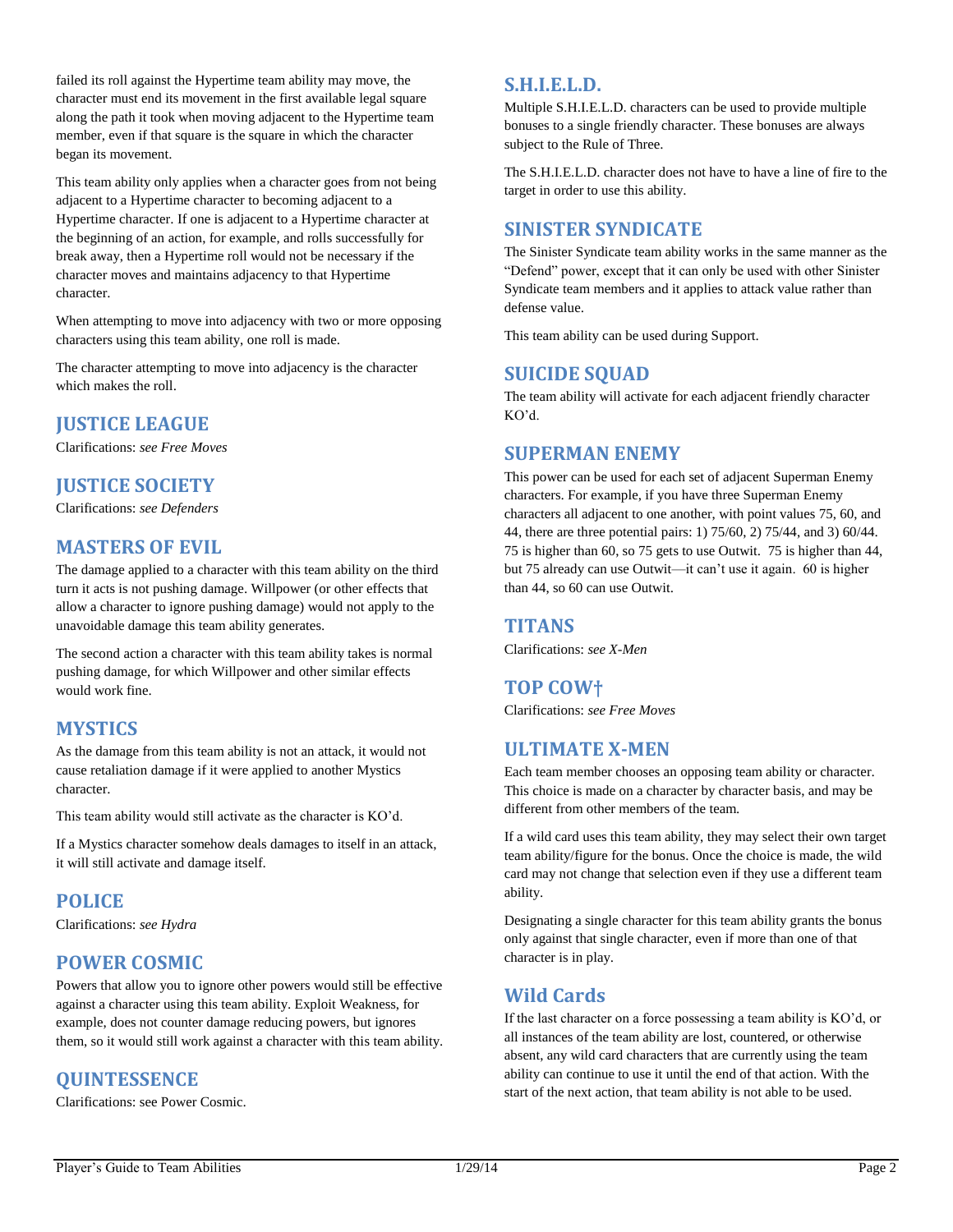failed its roll against the Hypertime team ability may move, the character must end its movement in the first available legal square along the path it took when moving adjacent to the Hypertime team member, even if that square is the square in which the character began its movement.

This team ability only applies when a character goes from not being adjacent to a Hypertime character to becoming adjacent to a Hypertime character. If one is adjacent to a Hypertime character at the beginning of an action, for example, and rolls successfully for break away, then a Hypertime roll would not be necessary if the character moves and maintains adjacency to that Hypertime character.

When attempting to move into adjacency with two or more opposing characters using this team ability, one roll is made.

The character attempting to move into adjacency is the character which makes the roll.

## JUSTICE LEAGUE

Clarifications: *see Free Moves*

## JUSTICE SOCIETY

Clarifications: *see Defenders*

## MASTERS OF EVIL

The damage applied to a character with this team ability on the third turn it acts is not pushing damage. Willpower (or other effects that allow a character to ignore pushing damage) would not apply to the unavoidable damage this team ability generates.

The second action a character with this team ability takes is normal pushing damage, for which Willpower and other similar effects would work fine.

## MYSTICS

As the damage from this team ability is not an attack, it would not cause retaliation damage if it were applied to another Mystics character.

This team ability would still activate as the character is KO'd.

If a Mystics character somehow deals damages to itself in an attack, it will still activate and damage itself.

## POLICE

Clarifications: *see Hydra*

## POWER COSMIC

Powers that allow you to ignore other powers would still be effective against a character using this team ability. Exploit Weakness, for example, does not counter damage reducing powers, but ignores them, so it would still work against a character with this team ability.

## QUINTESSENCE

Clarifications: see Power Cosmic.

## S.H.I.E.L.D.

Multiple S.H.I.E.L.D. characters can be used to provide multiple bonuses to a single friendly character. These bonuses are always subject to the Rule of Three.

The S.H.I.E.L.D. character does not have to have a line of fire to the target in order to use this ability.

## SINISTER SYNDICATE

The Sinister Syndicate team ability works in the same manner as the "Defend" power, except that it can only be used with other Sinister Syndicate team members and it applies to attack value rather than defense value.

This team ability can be used during Support.

## SUICIDE SQUAD

The team ability will activate for each adjacent friendly character KO'd.

## SUPERMAN ENEMY

This power can be used for each set of adjacent Superman Enemy characters. For example, if you have three Superman Enemy characters all adjacent to one another, with point values 75, 60, and 44, there are three potential pairs: 1) 75/60, 2) 75/44, and 3) 60/44. 75 is higher than 60, so 75 gets to use Outwit. 75 is higher than 44, but 75 already can use Outwit—it can't use it again. 60 is higher than 44, so 60 can use Outwit.

## TITANS

Clarifications: *see X-Men*

## TOP COW†

Clarifications: *see Free Moves*

## ULTIMATE X-MEN

Each team member chooses an opposing team ability or character. This choice is made on a character by character basis, and may be different from other members of the team.

If a wild card uses this team ability, they may select their own target team ability/figure for the bonus. Once the choice is made, the wild card may not change that selection even if they use a different team ability.

Designating a single character for this team ability grants the bonus only against that single character, even if more than one of that character is in play.

## Wild Cards

If the last character on a force possessing a team ability is KO'd, or all instances of the team ability are lost, countered, or otherwise absent, any wild card characters that are currently using the team ability can continue to use it until the end of that action. With the start of the next action, that team ability is not able to be used.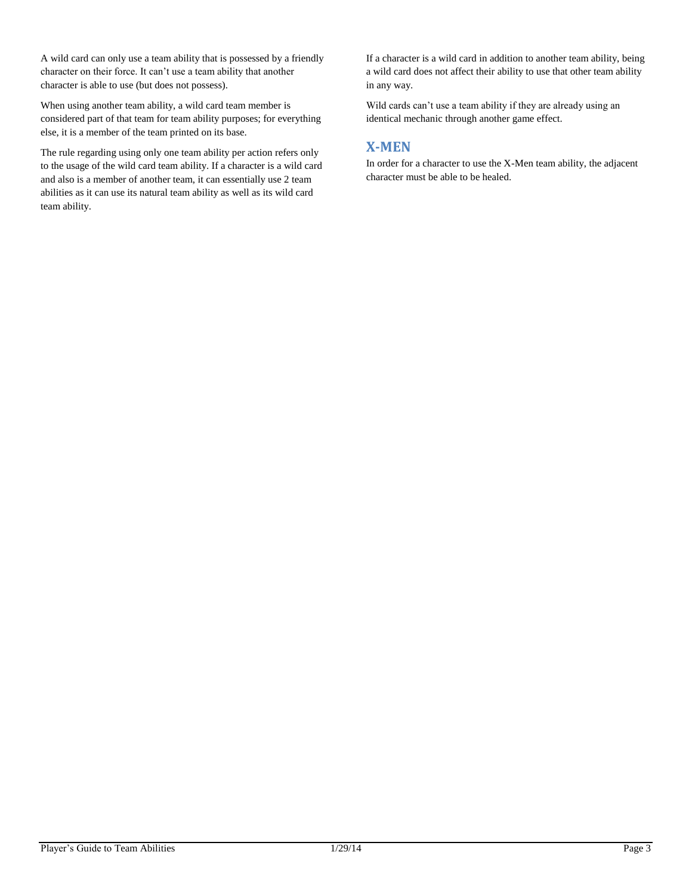A wild card can only use a team ability that is possessed by a friendly character on their force. It can’t use a team ability that another character is able to use (but does not possess).

When using another team ability, a wild card team member is considered part of that team for team ability purposes; for everything else, it is a member of the team printed on its base.

The rule regarding using only one team ability per action refers only to the usage of the wild card team ability. If a character is a wild card and also is a member of another team, it can essentially use 2 team abilities as it can use its natural team ability as well as its wild card team ability.

If a character is a wild card in addition to another team ability, being a wild card does not affect their ability to use that other team ability in any way.

Wild cards can’t use a team ability if they are already using an identical mechanic through another game effect.

## X-MEN

In order for a character to use the X-Men team ability, the adjacent character must be able to be healed.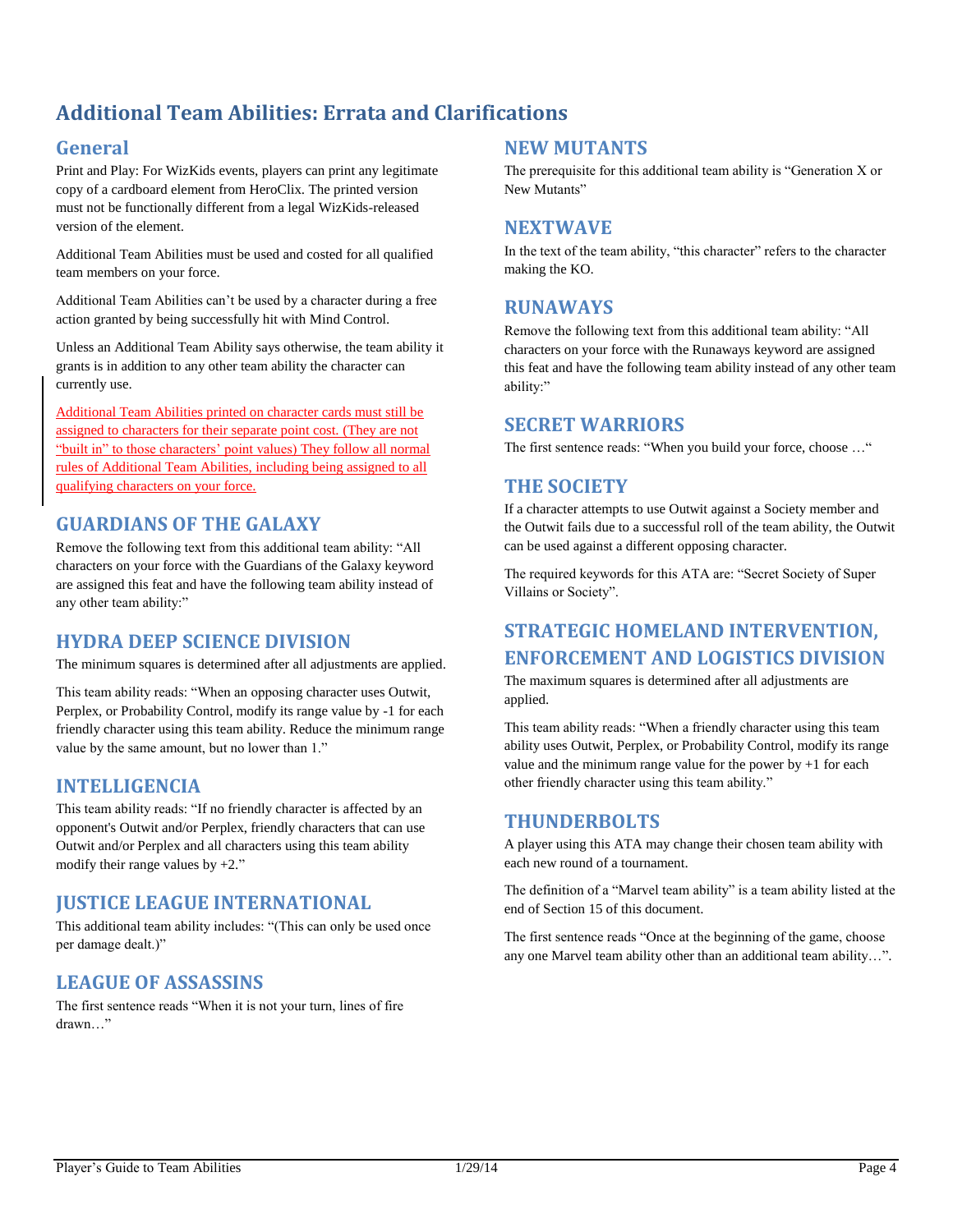# Additional Team Abilities: Errata and Clarifications

## General

Print and Play: For WizKids events, players can print any legitimate copy of a cardboard element from HeroClix. The printed version must not be functionally different from a legal WizKids-released version of the element.

Additional Team Abilities must be used and costed for all qualified team members on your force.

Additional Team Abilities can't be used by a character during a free action granted by being successfully hit with Mind Control.

Unless an Additional Team Ability says otherwise, the team ability it grants is in addition to any other team ability the character can currently use.

Additional Team Abilities printed on character cards must still be assigned to characters for their separate point cost. (They are not "built in" to those characters' point values) They follow all normal rules of Additional Team Abilities, including being assigned to all qualifying characters on your force.

## GUARDIANS OF THE GALAXY

Remove the following text from this additional team ability: "All characters on your force with the Guardians of the Galaxy keyword are assigned this feat and have the following team ability instead of any other team ability:"

## HYDRA DEEP SCIENCE DIVISION

The minimum squares is determined after all adjustments are applied.

This team ability reads: "When an opposing character uses Outwit, Perplex, or Probability Control, modify its range value by -1 for each friendly character using this team ability. Reduce the minimum range value by the same amount, but no lower than 1."

## INTELLIGENCIA

This team ability reads: "If no friendly character is affected by an opponent's Outwit and/or Perplex, friendly characters that can use Outwit and/or Perplex and all characters using this team ability modify their range values by +2."

## JUSTICE LEAGUE INTERNATIONAL

This additional team ability includes: "(This can only be used once per damage dealt.)"

## LEAGUE OF ASSASSINS

The first sentence reads "When it is not your turn, lines of fire drawn…"

## NEW MUTANTS

The prerequisite for this additional team ability is "Generation X or New Mutants"

## NEXTWAVE

In the text of the team ability, "this character" refers to the character making the KO.

## RUNAWAYS

Remove the following text from this additional team ability: "All characters on your force with the Runaways keyword are assigned this feat and have the following team ability instead of any other team ability:"

## SECRET WARRIORS

The first sentence reads: "When you build your force, choose …"

## THE SOCIETY

If a character attempts to use Outwit against a Society member and the Outwit fails due to a successful roll of the team ability, the Outwit can be used against a different opposing character.

The required keywords for this ATA are: "Secret Society of Super Villains or Society".

## STRATEGIC HOMELAND INTERVENTION, ENFORCEMENT AND LOGISTICS DIVISION

The maximum squares is determined after all adjustments are applied.

This team ability reads: "When a friendly character using this team ability uses Outwit, Perplex, or Probability Control, modify its range value and the minimum range value for the power by +1 for each other friendly character using this team ability."

## THUNDERBOLTS

A player using this ATA may change their chosen team ability with each new round of a tournament.

The definition of a "Marvel team ability" is a team ability listed at the end of Section 15 of this document.

The first sentence reads "Once at the beginning of the game, choose any one Marvel team ability other than an additional team ability…".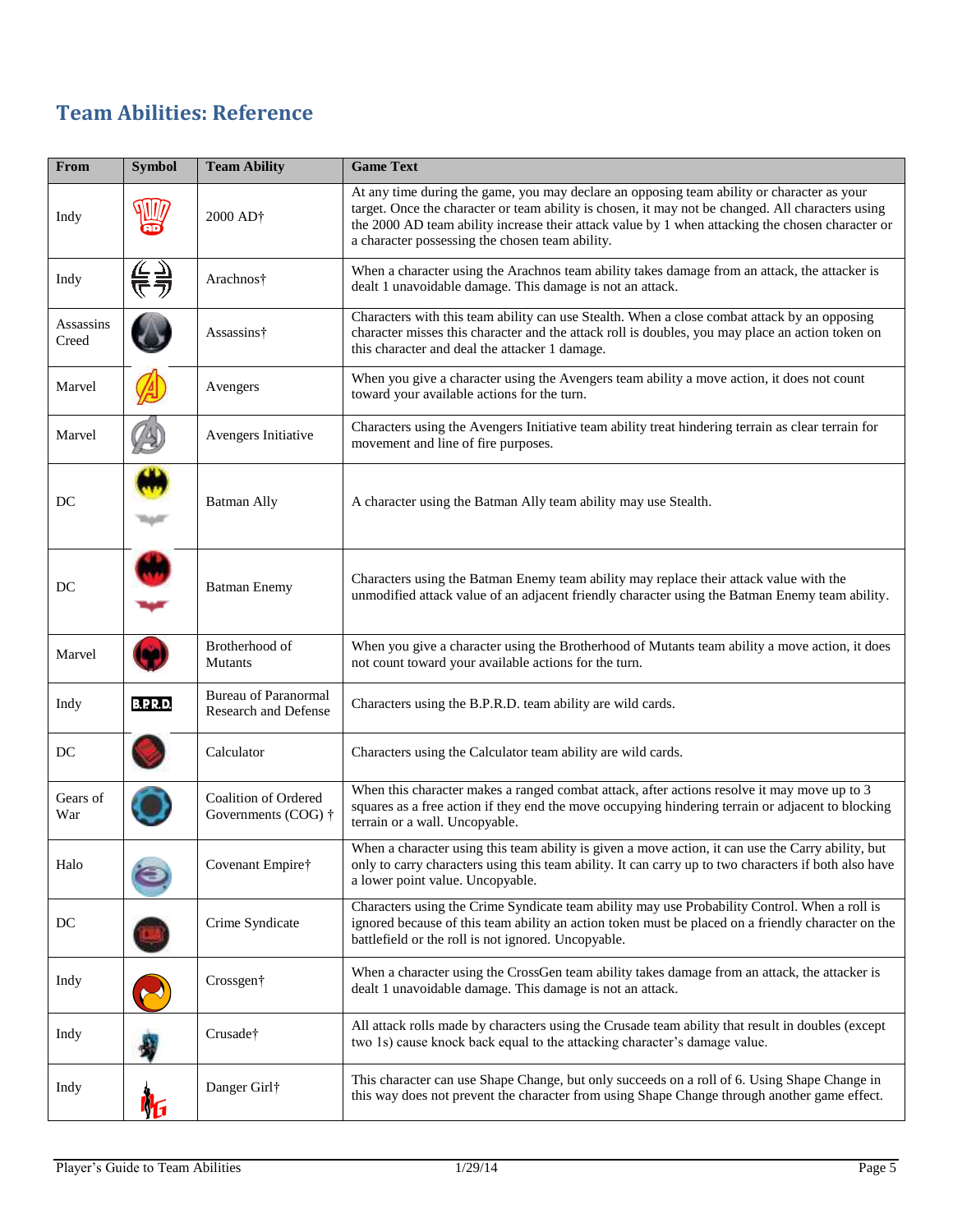## Team Abilities: Reference

| From | Symbol | Team Ability | Game Text |
|---|---|---|---|
| Indy | | 2000 AD† | At any time during the game, you may declare an opposing team ability or character as your target. Once the character or team ability is chosen, it may not be changed. All characters using the 2000 AD team ability increase their attack value by 1 when attacking the chosen character or a character possessing the chosen team ability. |
| Indy | | Arachnos† | When a character using the Arachnos team ability takes damage from an attack, the attacker is dealt 1 unavoidable damage. This damage is not an attack. |
| Assassins Creed | | Assassins† | Characters with this team ability can use Stealth. When a close combat attack by an opposing character misses this character and the attack roll is doubles, you may place an action token on this character and deal the attacker 1 damage. |
| Marvel | | Avengers | When you give a character using the Avengers team ability a move action, it does not count toward your available actions for the turn. |
| Marvel | | Avengers Initiative | Characters using the Avengers Initiative team ability treat hindering terrain as clear terrain for movement and line of fire purposes. |
| DC | | Batman Ally | A character using the Batman Ally team ability may use Stealth. |
| DC | | Batman Enemy | Characters using the Batman Enemy team ability may replace their attack value with the unmodified attack value of an adjacent friendly character using the Batman Enemy team ability. |
| Marvel | | Brotherhood of Mutants | When you give a character using the Brotherhood of Mutants team ability a move action, it does not count toward your available actions for the turn. |
| Indy | B.P.R.D. | Bureau of Paranormal Research and Defense | Characters using the B.P.R.D. team ability are wild cards. |
| DC | | Calculator | Characters using the Calculator team ability are wild cards. |
| Gears of War | | Coalition of Ordered Governments (COG) † | When this character makes a ranged combat attack, after actions resolve it may move up to 3 squares as a free action if they end the move occupying hindering terrain or adjacent to blocking terrain or a wall. Uncopyable. |
| Halo | | Covenant Empire† | When a character using this team ability is given a move action, it can use the Carry ability, but only to carry characters using this team ability. It can carry up to two characters if both also have a lower point value. Uncopyable. |
| DC | | Crime Syndicate | Characters using the Crime Syndicate team ability may use Probability Control. When a roll is ignored because of this team ability an action token must be placed on a friendly character on the battlefield or the roll is not ignored. Uncopyable. |
| Indy | | Crossgen† | When a character using the CrossGen team ability takes damage from an attack, the attacker is dealt 1 unavoidable damage. This damage is not an attack. |
| Indy | | Crusade† | All attack rolls made by characters using the Crusade team ability that result in doubles (except two 1s) cause knock back equal to the attacking character's damage value. |
| Indy | | Danger Girl† | This character can use Shape Change, but only succeeds on a roll of 6. Using Shape Change in this way does not prevent the character from using Shape Change through another game effect. |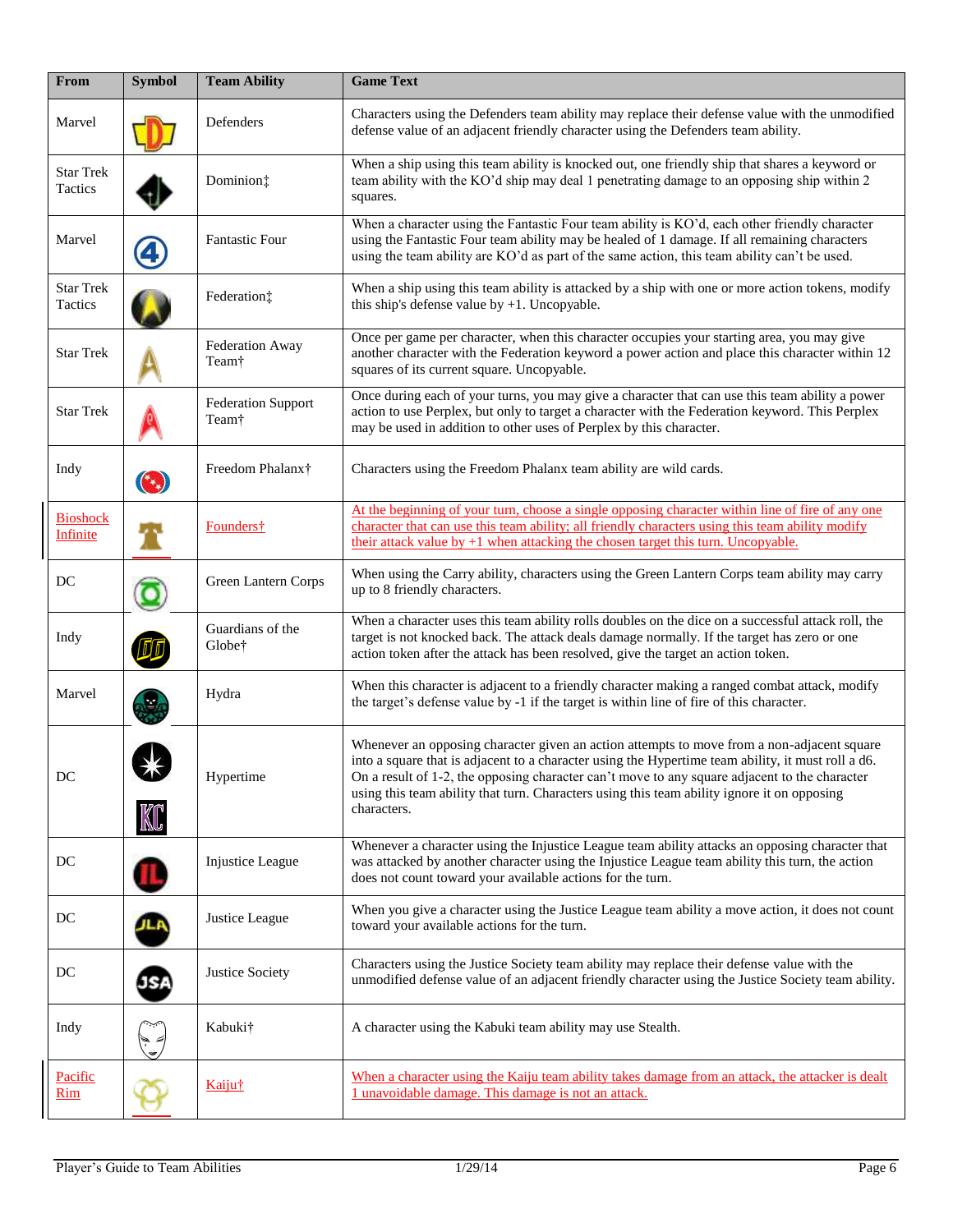| From | Symbol | Team Ability | Game Text |
|---|---|---|---|
| Marvel | | Defenders | Characters using the Defenders team ability may replace their defense value with the unmodified defense value of an adjacent friendly character using the Defenders team ability. |
| Star Trek Tactics | | Dominion‡ | When a ship using this team ability is knocked out, one friendly ship that shares a keyword or team ability with the KO'd ship may deal 1 penetrating damage to an opposing ship within 2 squares. |
| Marvel | | Fantastic Four | When a character using the Fantastic Four team ability is KO'd, each other friendly character using the Fantastic Four team ability may be healed of 1 damage. If all remaining characters using the team ability are KO'd as part of the same action, this team ability can't be used. |
| Star Trek Tactics | | Federation‡ | When a ship using this team ability is attacked by a ship with one or more action tokens, modify this ship's defense value by +1. Uncopyable. |
| Star Trek | | Federation Away Team† | Once per game per character, when this character occupies your starting area, you may give another character with the Federation keyword a power action and place this character within 12 squares of its current square. Uncopyable. |
| Star Trek | | Federation Support Team† | Once during each of your turns, you may give a character that can use this team ability a power action to use Perplex, but only to target a character with the Federation keyword. This Perplex may be used in addition to other uses of Perplex by this character. |
| Indy | | Freedom Phalanx† | Characters using the Freedom Phalanx team ability are wild cards. |
| Bioshock Infinite | | Founders† | At the beginning of your turn, choose a single opposing character within line of fire of any one character that can use this team ability; all friendly characters using this team ability modify their attack value by +1 when attacking the chosen target this turn. Uncopyable. |
| DC | | Green Lantern Corps | When using the Carry ability, characters using the Green Lantern Corps team ability may carry up to 8 friendly characters. |
| Indy | | Guardians of the Globe† | When a character uses this team ability rolls doubles on the dice on a successful attack roll, the target is not knocked back. The attack deals damage normally. If the target has zero or one action token after the attack has been resolved, give the target an action token. |
| Marvel | | Hydra | When this character is adjacent to a friendly character making a ranged combat attack, modify the target's defense value by -1 if the target is within line of fire of this character. |
| DC | | Hypertime | Whenever an opposing character given an action attempts to move from a non-adjacent square into a square that is adjacent to a character using the Hypertime team ability, it must roll a d6. On a result of 1-2, the opposing character can't move to any square adjacent to the character using this team ability that turn. Characters using this team ability ignore it on opposing characters. |
| DC | | Injustice League | Whenever a character using the Injustice League team ability attacks an opposing character that was attacked by another character using the Injustice League team ability this turn, the action does not count toward your available actions for the turn. |
| DC | | Justice League | When you give a character using the Justice League team ability a move action, it does not count toward your available actions for the turn. |
| DC | | Justice Society | Characters using the Justice Society team ability may replace their defense value with the unmodified defense value of an adjacent friendly character using the Justice Society team ability. |
| Indy | | Kabuki† | A character using the Kabuki team ability may use Stealth. |
| Pacific Rim | | Kaiju† | When a character using the Kaiju team ability takes damage from an attack, the attacker is dealt 1 unavoidable damage. This damage is not an attack. |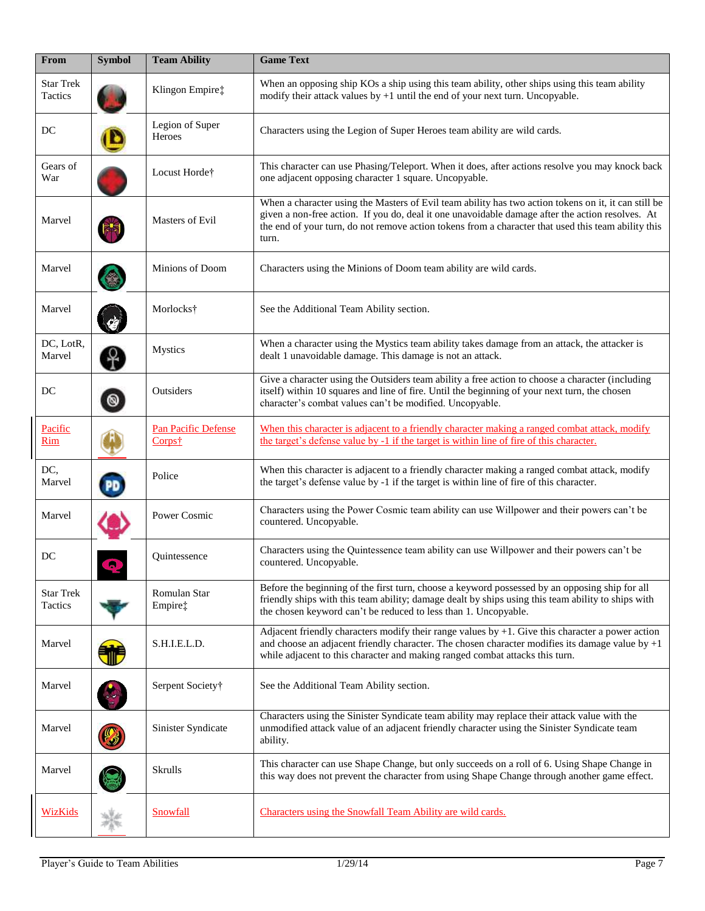| From | Symbol | Team Ability | Game Text |
|---|---|---|---|
| Star Trek Tactics | | Klingon Empire‡ | When an opposing ship KOs a ship using this team ability, other ships using this team ability modify their attack values by +1 until the end of your next turn. Uncopyable. |
| DC | | Legion of Super Heroes | Characters using the Legion of Super Heroes team ability are wild cards. |
| Gears of War | | Locust Horde† | This character can use Phasing/Teleport. When it does, after actions resolve you may knock back one adjacent opposing character 1 square. Uncopyable. |
| Marvel | | Masters of Evil | When a character using the Masters of Evil team ability has two action tokens on it, it can still be given a non-free action. If you do, deal it one unavoidable damage after the action resolves. At the end of your turn, do not remove action tokens from a character that used this team ability this turn. |
| Marvel | | Minions of Doom | Characters using the Minions of Doom team ability are wild cards. |
| Marvel | | Morlocks† | See the Additional Team Ability section. |
| DC, LotR, Marvel | | Mystics | When a character using the Mystics team ability takes damage from an attack, the attacker is dealt 1 unavoidable damage. This damage is not an attack. |
| DC | | Outsiders | Give a character using the Outsiders team ability a free action to choose a character (including itself) within 10 squares and line of fire. Until the beginning of your next turn, the chosen character's combat values can't be modified. Uncopyable. |
| Pacific Rim | | Pan Pacific Defense Corps† | When this character is adjacent to a friendly character making a ranged combat attack, modify the target's defense value by -1 if the target is within line of fire of this character. |
| DC, Marvel | | Police | When this character is adjacent to a friendly character making a ranged combat attack, modify the target's defense value by -1 if the target is within line of fire of this character. |
| Marvel | | Power Cosmic | Characters using the Power Cosmic team ability can use Willpower and their powers can't be countered. Uncopyable. |
| DC | | Quintessence | Characters using the Quintessence team ability can use Willpower and their powers can't be countered. Uncopyable. |
| Star Trek Tactics | | Romulan Star Empire‡ | Before the beginning of the first turn, choose a keyword possessed by an opposing ship for all friendly ships with this team ability; damage dealt by ships using this team ability to ships with the chosen keyword can't be reduced to less than 1. Uncopyable. |
| Marvel | | S.H.I.E.L.D. | Adjacent friendly characters modify their range values by +1. Give this character a power action and choose an adjacent friendly character. The chosen character modifies its damage value by +1 while adjacent to this character and making ranged combat attacks this turn. |
| Marvel | | Serpent Society† | See the Additional Team Ability section. |
| Marvel | | Sinister Syndicate | Characters using the Sinister Syndicate team ability may replace their attack value with the unmodified attack value of an adjacent friendly character using the Sinister Syndicate team ability. |
| Marvel | | Skrulls | This character can use Shape Change, but only succeeds on a roll of 6. Using Shape Change in this way does not prevent the character from using Shape Change through another game effect. |
| WizKids | | Snowfall | Characters using the Snowfall Team Ability are wild cards. |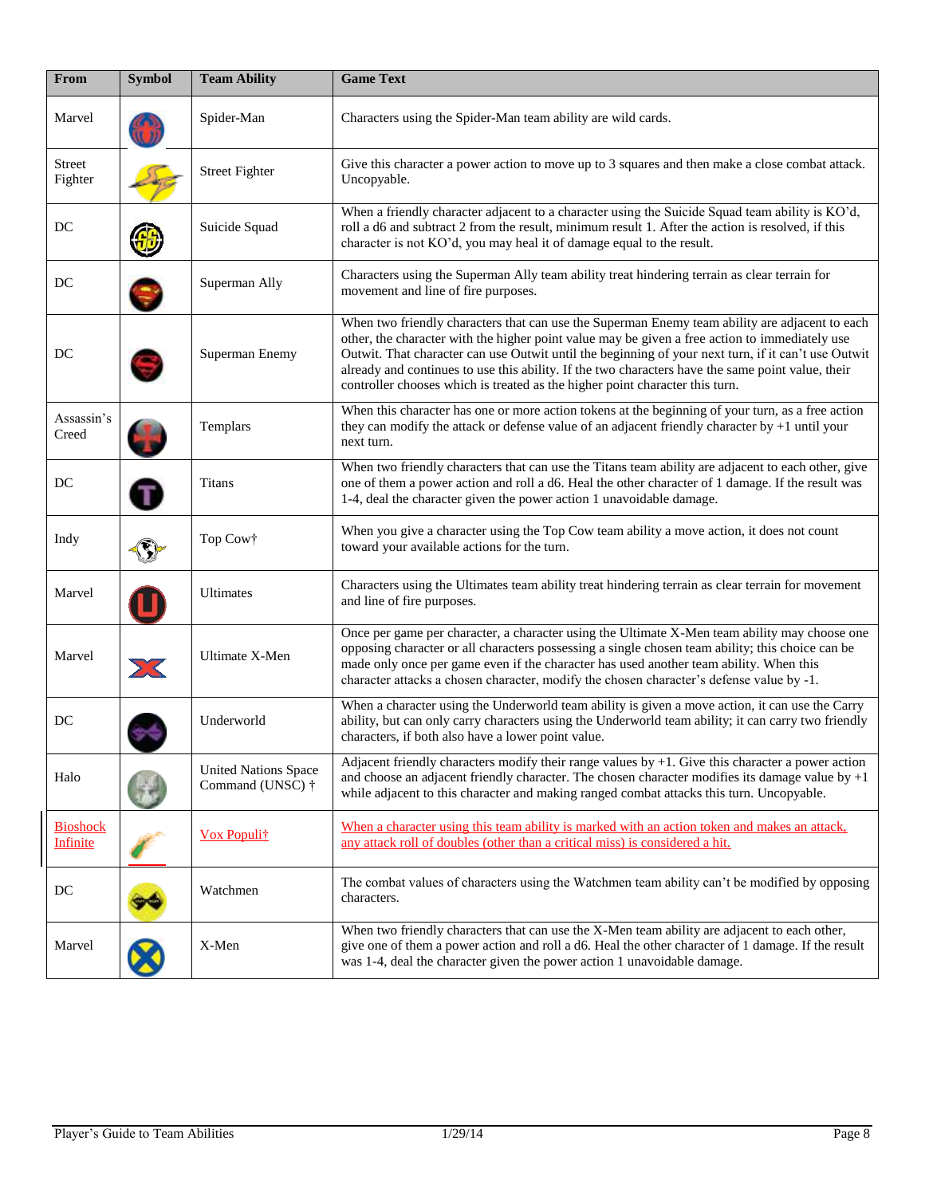| From | Symbol | Team Ability | Game Text |
|---|---|---|---|
| Marvel | | Spider-Man | Characters using the Spider-Man team ability are wild cards. |
| Street Fighter | | Street Fighter | Give this character a power action to move up to 3 squares and then make a close combat attack. Uncopyable. |
| DC | | Suicide Squad | When a friendly character adjacent to a character using the Suicide Squad team ability is KO'd, roll a d6 and subtract 2 from the result, minimum result 1. After the action is resolved, if this character is not KO'd, you may heal it of damage equal to the result. |
| DC | | Superman Ally | Characters using the Superman Ally team ability treat hindering terrain as clear terrain for movement and line of fire purposes. |
| DC | | Superman Enemy | When two friendly characters that can use the Superman Enemy team ability are adjacent to each other, the character with the higher point value may be given a free action to immediately use Outwit. That character can use Outwit until the beginning of your next turn, if it can't use Outwit already and continues to use this ability. If the two characters have the same point value, their controller chooses which is treated as the higher point character this turn. |
| Assassin's Creed | | Templars | When this character has one or more action tokens at the beginning of your turn, as a free action they can modify the attack or defense value of an adjacent friendly character by +1 until your next turn. |
| DC | | Titans | When two friendly characters that can use the Titans team ability are adjacent to each other, give one of them a power action and roll a d6. Heal the other character of 1 damage. If the result was 1-4, deal the character given the power action 1 unavoidable damage. |
| Indy | | Top Cow† | When you give a character using the Top Cow team ability a move action, it does not count toward your available actions for the turn. |
| Marvel | | Ultimates | Characters using the Ultimates team ability treat hindering terrain as clear terrain for movement and line of fire purposes. |
| Marvel | | Ultimate X-Men | Once per game per character, a character using the Ultimate X-Men team ability may choose one opposing character or all characters possessing a single chosen team ability; this choice can be made only once per game even if the character has used another team ability. When this character attacks a chosen character, modify the chosen character's defense value by -1. |
| DC | | Underworld | When a character using the Underworld team ability is given a move action, it can use the Carry ability, but can only carry characters using the Underworld team ability; it can carry two friendly characters, if both also have a lower point value. |
| Halo | | United Nations Space Command (UNSC) † | Adjacent friendly characters modify their range values by +1. Give this character a power action and choose an adjacent friendly character. The chosen character modifies its damage value by +1 while adjacent to this character and making ranged combat attacks this turn. Uncopyable. |
| Bioshock Infinite | | Vox Populi† | When a character using this team ability is marked with an action token and makes an attack, any attack roll of doubles (other than a critical miss) is considered a hit. |
| DC | | Watchmen | The combat values of characters using the Watchmen team ability can't be modified by opposing characters. |
| Marvel | | X-Men | When two friendly characters that can use the X-Men team ability are adjacent to each other, give one of them a power action and roll a d6. Heal the other character of 1 damage. If the result was 1-4, deal the character given the power action 1 unavoidable damage. |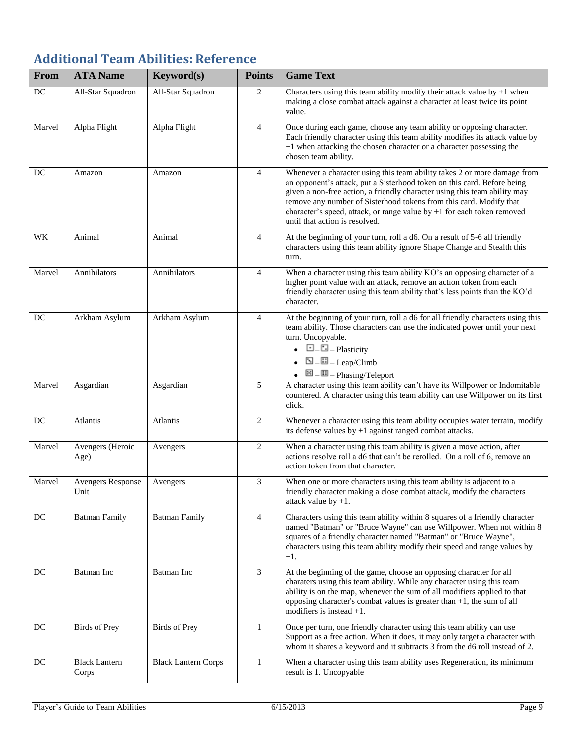## Additional Team Abilities: Reference

| From | ATA Name | Keyword(s) | Points | Game Text |
|---|---|---|---|---|
| DC | All-Star Squadron | All-Star Squadron | 2 | Characters using this team ability modify their attack value by +1 when making a close combat attack against a character at least twice its point value. |
| Marvel | Alpha Flight | Alpha Flight | 4 | Once during each game, choose any team ability or opposing character. Each friendly character using this team ability modifies its attack value by +1 when attacking the chosen character or a character possessing the chosen team ability. |
| DC | Amazon | Amazon | 4 | Whenever a character using this team ability takes 2 or more damage from an opponent's attack, put a Sisterhood token on this card. Before being given a non-free action, a friendly character using this team ability may remove any number of Sisterhood tokens from this card. Modify that character's speed, attack, or range value by +1 for each token removed until that action is resolved. |
| WK | Animal | Animal | 4 | At the beginning of your turn, roll a d6. On a result of 5-6 all friendly characters using this team ability ignore Shape Change and Stealth this turn. |
| Marvel | Annihilators | Annihilators | 4 | When a character using this team ability KO's an opposing character of a higher point value with an attack, remove an action token from each friendly character using this team ability that's less points than the KO'd character. |
| DC | Arkham Asylum | Arkham Asylum | 4 | At the beginning of your turn, roll a d6 for all friendly characters using this team ability. Those characters can use the indicated power until your next turn. Uncopyable.<br>• ⚀ – ⚁ – Plasticity<br>• ⚂ – ⚃ – Leap/Climb<br>• ⚄ – ⚅ – Phasing/Teleport |
| Marvel | Asgardian | Asgardian | 5 | A character using this team ability can't have its Willpower or Indomitable countered. A character using this team ability can use Willpower on its first click. |
| DC | Atlantis | Atlantis | 2 | Whenever a character using this team ability occupies water terrain, modify its defense values by +1 against ranged combat attacks. |
| Marvel | Avengers (Heroic Age) | Avengers | 2 | When a character using this team ability is given a move action, after actions resolve roll a d6 that can't be rerolled. On a roll of 6, remove an action token from that character. |
| Marvel | Avengers Response Unit | Avengers | 3 | When one or more characters using this team ability is adjacent to a friendly character making a close combat attack, modify the characters attack value by +1. |
| DC | Batman Family | Batman Family | 4 | Characters using this team ability within 8 squares of a friendly character named "Batman" or "Bruce Wayne" can use Willpower. When not within 8 squares of a friendly character named "Batman" or "Bruce Wayne", characters using this team ability modify their speed and range values by +1. |
| DC | Batman Inc | Batman Inc | 3 | At the beginning of the game, choose an opposing character for all charaters using this team ability. While any character using this team ability is on the map, whenever the sum of all modifiers applied to that opposing character's combat values is greater than +1, the sum of all modifiers is instead +1. |
| DC | Birds of Prey | Birds of Prey | 1 | Once per turn, one friendly character using this team ability can use Support as a free action. When it does, it may only target a character with whom it shares a keyword and it subtracts 3 from the d6 roll instead of 2. |
| DC | Black Lantern Corps | Black Lantern Corps | 1 | When a character using this team ability uses Regeneration, its minimum result is 1. Uncopyable |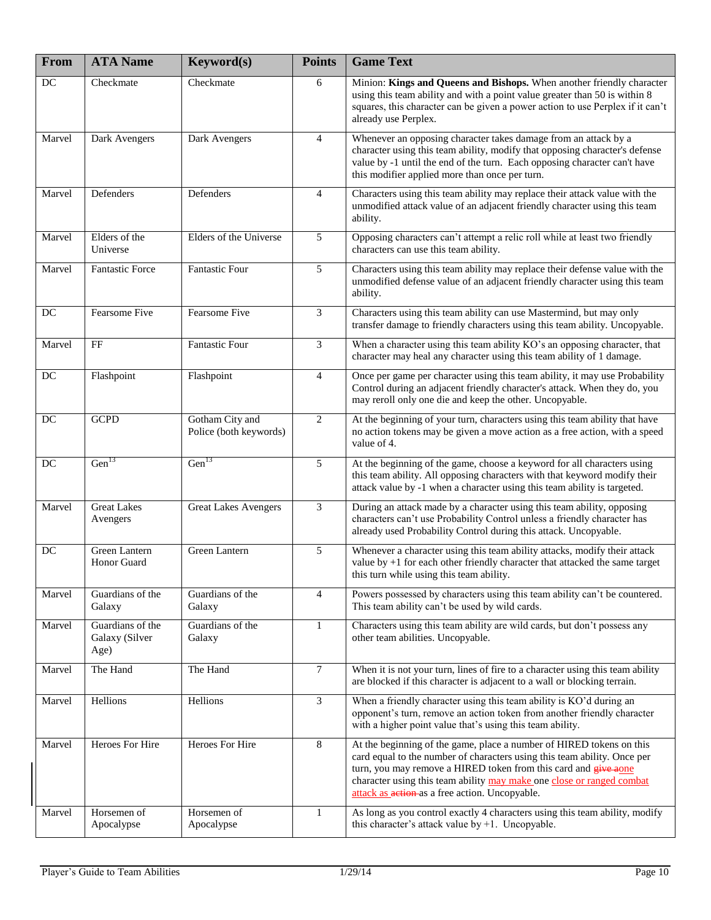| From | ATA Name | Keyword(s) | Points | Game Text |
|---|---|---|---|---|
| DC | Checkmate | Checkmate | 6 | Minion: **Kings and Queens and Bishops.** When another friendly character using this team ability and with a point value greater than 50 is within 8 squares, this character can be given a power action to use Perplex if it can't already use Perplex. |
| Marvel | Dark Avengers | Dark Avengers | 4 | Whenever an opposing character takes damage from an attack by a character using this team ability, modify that opposing character's defense value by -1 until the end of the turn. Each opposing character can't have this modifier applied more than once per turn. |
| Marvel | Defenders | Defenders | 4 | Characters using this team ability may replace their attack value with the unmodified attack value of an adjacent friendly character using this team ability. |
| Marvel | Elders of the Universe | Elders of the Universe | 5 | Opposing characters can't attempt a relic roll while at least two friendly characters can use this team ability. |
| Marvel | Fantastic Force | Fantastic Four | 5 | Characters using this team ability may replace their defense value with the unmodified defense value of an adjacent friendly character using this team ability. |
| DC | Fearsome Five | Fearsome Five | 3 | Characters using this team ability can use Mastermind, but may only transfer damage to friendly characters using this team ability. Uncopyable. |
| Marvel | FF | Fantastic Four | 3 | When a character using this team ability KO's an opposing character, that character may heal any character using this team ability of 1 damage. |
| DC | Flashpoint | Flashpoint | 4 | Once per game per character using this team ability, it may use Probability Control during an adjacent friendly character's attack. When they do, you may reroll only one die and keep the other. Uncopyable. |
| DC | GCPD | Gotham City and Police (both keywords) | 2 | At the beginning of your turn, characters using this team ability that have no action tokens may be given a move action as a free action, with a speed value of 4. |
| DC | Gen$^{13}$ | Gen$^{13}$ | 5 | At the beginning of the game, choose a keyword for all characters using this team ability. All opposing characters with that keyword modify their attack value by -1 when a character using this team ability is targeted. |
| Marvel | Great Lakes Avengers | Great Lakes Avengers | 3 | During an attack made by a character using this team ability, opposing characters can't use Probability Control unless a friendly character has already used Probability Control during this attack. Uncopyable. |
| DC | Green Lantern Honor Guard | Green Lantern | 5 | Whenever a character using this team ability attacks, modify their attack value by +1 for each other friendly character that attacked the same target this turn while using this team ability. |
| Marvel | Guardians of the Galaxy | Guardians of the Galaxy | 4 | Powers possessed by characters using this team ability can't be countered. This team ability can't be used by wild cards. |
| Marvel | Guardians of the Galaxy (Silver Age) | Guardians of the Galaxy | 1 | Characters using this team ability are wild cards, but don't possess any other team abilities. Uncopyable. |
| Marvel | The Hand | The Hand | 7 | When it is not your turn, lines of fire to a character using this team ability are blocked if this character is adjacent to a wall or blocking terrain. |
| Marvel | Hellions | Hellions | 3 | When a friendly character using this team ability is KO'd during an opponent's turn, remove an action token from another friendly character with a higher point value that's using this team ability. |
| Marvel | Heroes For Hire | Heroes For Hire | 8 | At the beginning of the game, place a number of HIRED tokens on this card equal to the number of characters using this team ability. Once per turn, you may remove a HIRED token from this card and ~~give a~~one character using this team ability may make one close or ranged combat attack as ~~action~~ as a free action. Uncopyable. |
| Marvel | Horsemen of Apocalypse | Horsemen of Apocalypse | 1 | As long as you control exactly 4 characters using this team ability, modify this character's attack value by +1. Uncopyable. |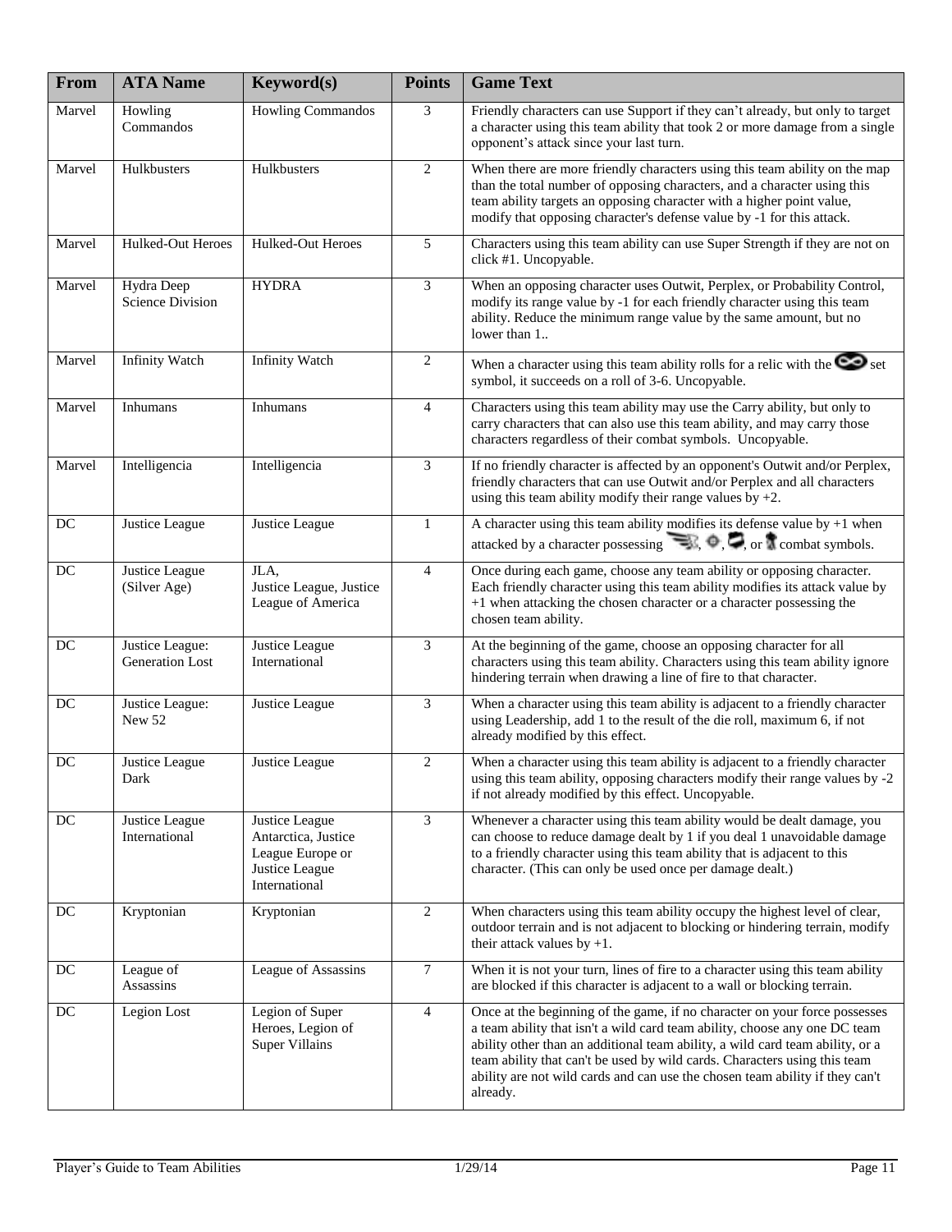| From | ATA Name | Keyword(s) | Points | Game Text |
|---|---|---|---|---|
| Marvel | Howling Commandos | Howling Commandos | 3 | Friendly characters can use Support if they can't already, but only to target a character using this team ability that took 2 or more damage from a single opponent's attack since your last turn. |
| Marvel | Hulkbusters | Hulkbusters | 2 | When there are more friendly characters using this team ability on the map than the total number of opposing characters, and a character using this team ability targets an opposing character with a higher point value, modify that opposing character's defense value by -1 for this attack. |
| Marvel | Hulked-Out Heroes | Hulked-Out Heroes | 5 | Characters using this team ability can use Super Strength if they are not on click #1. Uncopyable. |
| Marvel | Hydra Deep Science Division | HYDRA | 3 | When an opposing character uses Outwit, Perplex, or Probability Control, modify its range value by -1 for each friendly character using this team ability. Reduce the minimum range value by the same amount, but no lower than 1.. |
| Marvel | Infinity Watch | Infinity Watch | 2 | When a character using this team ability rolls for a relic with the set symbol, it succeeds on a roll of 3-6. Uncopyable. |
| Marvel | Inhumans | Inhumans | 4 | Characters using this team ability may use the Carry ability, but only to carry characters that can also use this team ability, and may carry those characters regardless of their combat symbols. Uncopyable. |
| Marvel | Intelligencia | Intelligencia | 3 | If no friendly character is affected by an opponent's Outwit and/or Perplex, friendly characters that can use Outwit and/or Perplex and all characters using this team ability modify their range values by +2. |
| DC | Justice League | Justice League | 1 | A character using this team ability modifies its defense value by +1 when attacked by a character possessing , , , or combat symbols. |
| DC | Justice League (Silver Age) | JLA, Justice League, Justice League of America | 4 | Once during each game, choose any team ability or opposing character. Each friendly character using this team ability modifies its attack value by +1 when attacking the chosen character or a character possessing the chosen team ability. |
| DC | Justice League: Generation Lost | Justice League International | 3 | At the beginning of the game, choose an opposing character for all characters using this team ability. Characters using this team ability ignore hindering terrain when drawing a line of fire to that character. |
| DC | Justice League: New 52 | Justice League | 3 | When a character using this team ability is adjacent to a friendly character using Leadership, add 1 to the result of the die roll, maximum 6, if not already modified by this effect. |
| DC | Justice League Dark | Justice League | 2 | When a character using this team ability is adjacent to a friendly character using this team ability, opposing characters modify their range values by -2 if not already modified by this effect. Uncopyable. |
| DC | Justice League International | Justice League Antarctica, Justice League Europe or Justice League International | 3 | Whenever a character using this team ability would be dealt damage, you can choose to reduce damage dealt by 1 if you deal 1 unavoidable damage to a friendly character using this team ability that is adjacent to this character. (This can only be used once per damage dealt.) |
| DC | Kryptonian | Kryptonian | 2 | When characters using this team ability occupy the highest level of clear, outdoor terrain and is not adjacent to blocking or hindering terrain, modify their attack values by +1. |
| DC | League of Assassins | League of Assassins | 7 | When it is not your turn, lines of fire to a character using this team ability are blocked if this character is adjacent to a wall or blocking terrain. |
| DC | Legion Lost | Legion of Super Heroes, Legion of Super Villains | 4 | Once at the beginning of the game, if no character on your force possesses a team ability that isn't a wild card team ability, choose any one DC team ability other than an additional team ability, a wild card team ability, or a team ability that can't be used by wild cards. Characters using this team ability are not wild cards and can use the chosen team ability if they can't already. |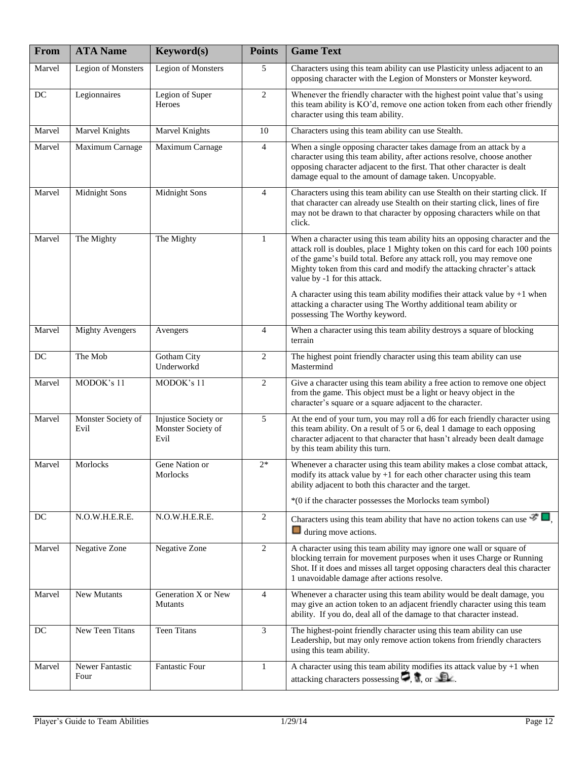| From | ATA Name | Keyword(s) | Points | Game Text |
|---|---|---|---|---|
| Marvel | Legion of Monsters | Legion of Monsters | 5 | Characters using this team ability can use Plasticity unless adjacent to an opposing character with the Legion of Monsters or Monster keyword. |
| DC | Legionnaires | Legion of Super Heroes | 2 | Whenever the friendly character with the highest point value that's using this team ability is KO'd, remove one action token from each other friendly character using this team ability. |
| Marvel | Marvel Knights | Marvel Knights | 10 | Characters using this team ability can use Stealth. |
| Marvel | Maximum Carnage | Maximum Carnage | 4 | When a single opposing character takes damage from an attack by a character using this team ability, after actions resolve, choose another opposing character adjacent to the first. That other character is dealt damage equal to the amount of damage taken. Uncopyable. |
| Marvel | Midnight Sons | Midnight Sons | 4 | Characters using this team ability can use Stealth on their starting click. If that character can already use Stealth on their starting click, lines of fire may not be drawn to that character by opposing characters while on that click. |
| Marvel | The Mighty | The Mighty | 1 | When a character using this team ability hits an opposing character and the attack roll is doubles, place 1 Mighty token on this card for each 100 points of the game's build total. Before any attack roll, you may remove one Mighty token from this card and modify the attacking chracter's attack value by -1 for this attack.<br><br>A character using this team ability modifies their attack value by +1 when attacking a character using The Worthy additional team ability or possessing The Worthy keyword. |
| Marvel | Mighty Avengers | Avengers | 4 | When a character using this team ability destroys a square of blocking terrain |
| DC | The Mob | Gotham City Underworkd | 2 | The highest point friendly character using this team ability can use Mastermind |
| Marvel | MODOK's 11 | MODOK's 11 | 2 | Give a character using this team ability a free action to remove one object from the game. This object must be a light or heavy object in the character's square or a square adjacent to the character. |
| Marvel | Monster Society of Evil | Injustice Society or Monster Society of Evil | 5 | At the end of your turn, you may roll a d6 for each friendly character using this team ability. On a result of 5 or 6, deal 1 damage to each opposing character adjacent to that character that hasn't already been dealt damage by this team ability this turn. |
| Marvel | Morlocks | Gene Nation or Morlocks | 2* | Whenever a character using this team ability makes a close combat attack, modify its attack value by +1 for each other character using this team ability adjacent to both this character and the target.<br><br>*(0 if the character possesses the Morlocks team symbol) |
| DC | N.O.W.H.E.R.E. | N.O.W.H.E.R.E. | 2 | Characters using this team ability that have no action tokens can use [icons] during move actions. |
| Marvel | Negative Zone | Negative Zone | 2 | A character using this team ability may ignore one wall or square of blocking terrain for movement purposes when it uses Charge or Running Shot. If it does and misses all target opposing characters deal this character 1 unavoidable damage after actions resolve. |
| Marvel | New Mutants | Generation X or New Mutants | 4 | Whenever a character using this team ability would be dealt damage, you may give an action token to an adjacent friendly character using this team ability. If you do, deal all of the damage to that character instead. |
| DC | New Teen Titans | Teen Titans | 3 | The highest-point friendly character using this team ability can use Leadership, but may only remove action tokens from friendly characters using this team ability. |
| Marvel | Newer Fantastic Four | Fantastic Four | 1 | A character using this team ability modifies its attack value by +1 when attacking characters possessing [icons]. |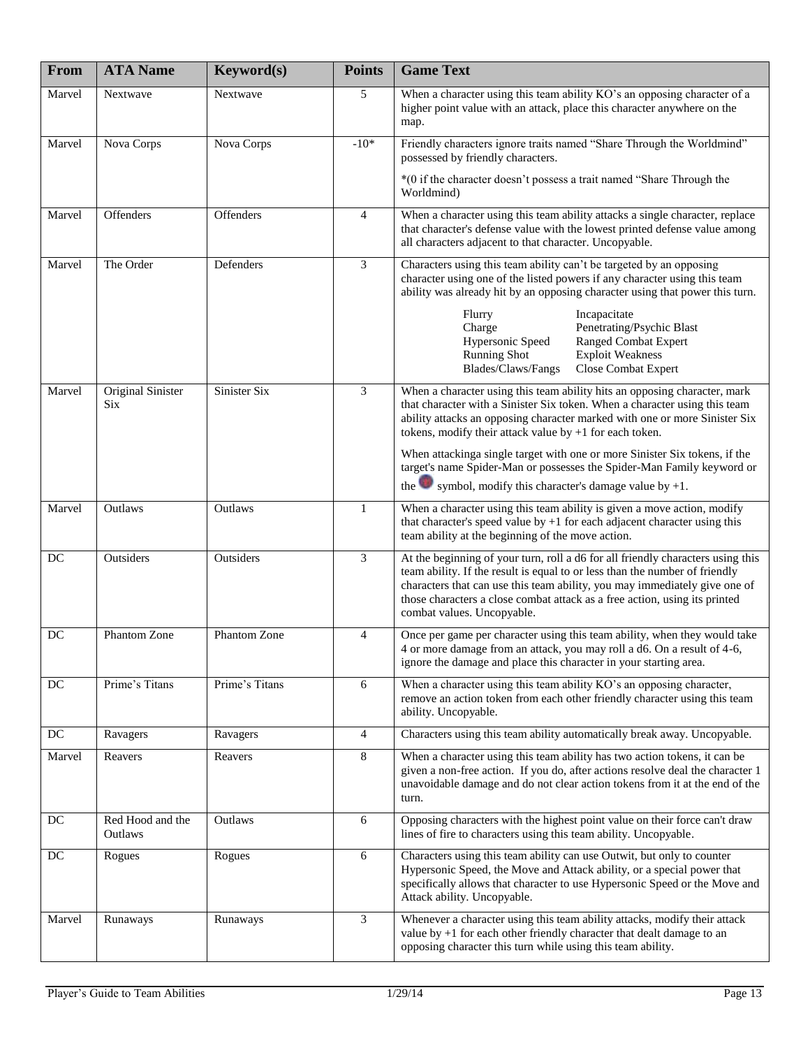| From | ATA Name | Keyword(s) | Points | Game Text |
|---|---|---|---|---|
| Marvel | Nextwave | Nextwave | 5 | When a character using this team ability KO's an opposing character of a higher point value with an attack, place this character anywhere on the map. |
| Marvel | Nova Corps | Nova Corps | -10* | Friendly characters ignore traits named "Share Through the Worldmind" possessed by friendly characters.<br><br>*(0 if the character doesn't possess a trait named "Share Through the Worldmind) |
| Marvel | Offenders | Offenders | 4 | When a character using this team ability attacks a single character, replace that character's defense value with the lowest printed defense value among all characters adjacent to that character. Uncopyable. |
| Marvel | The Order | Defenders | 3 | Characters using this team ability can't be targeted by an opposing character using one of the listed powers if any character using this team ability was already hit by an opposing character using that power this turn.<br><br>Flurry, Charge, Hypersonic Speed, Running Shot, Blades/Claws/Fangs, Incapacitate, Penetrating/Psychic Blast, Ranged Combat Expert, Exploit Weakness, Close Combat Expert |
| Marvel | Original Sinister Six | Sinister Six | 3 | When a character using this team ability hits an opposing character, mark that character with a Sinister Six token. When a character using this team ability attacks an opposing character marked with one or more Sinister Six tokens, modify their attack value by +1 for each token.<br><br>When attackinga single target with one or more Sinister Six tokens, if the target's name Spider-Man or possesses the Spider-Man Family keyword or the symbol, modify this character's damage value by +1. |
| Marvel | Outlaws | Outlaws | 1 | When a character using this team ability is given a move action, modify that character's speed value by +1 for each adjacent character using this team ability at the beginning of the move action. |
| DC | Outsiders | Outsiders | 3 | At the beginning of your turn, roll a d6 for all friendly characters using this team ability. If the result is equal to or less than the number of friendly characters that can use this team ability, you may immediately give one of those characters a close combat attack as a free action, using its printed combat values. Uncopyable. |
| DC | Phantom Zone | Phantom Zone | 4 | Once per game per character using this team ability, when they would take 4 or more damage from an attack, you may roll a d6. On a result of 4-6, ignore the damage and place this character in your starting area. |
| DC | Prime's Titans | Prime's Titans | 6 | When a character using this team ability KO's an opposing character, remove an action token from each other friendly character using this team ability. Uncopyable. |
| DC | Ravagers | Ravagers | 4 | Characters using this team ability automatically break away. Uncopyable. |
| Marvel | Reavers | Reavers | 8 | When a character using this team ability has two action tokens, it can be given a non-free action. If you do, after actions resolve deal the character 1 unavoidable damage and do not clear action tokens from it at the end of the turn. |
| DC | Red Hood and the Outlaws | Outlaws | 6 | Opposing characters with the highest point value on their force can't draw lines of fire to characters using this team ability. Uncopyable. |
| DC | Rogues | Rogues | 6 | Characters using this team ability can use Outwit, but only to counter Hypersonic Speed, the Move and Attack ability, or a special power that specifically allows that character to use Hypersonic Speed or the Move and Attack ability. Uncopyable. |
| Marvel | Runaways | Runaways | 3 | Whenever a character using this team ability attacks, modify their attack value by +1 for each other friendly character that dealt damage to an opposing character this turn while using this team ability. |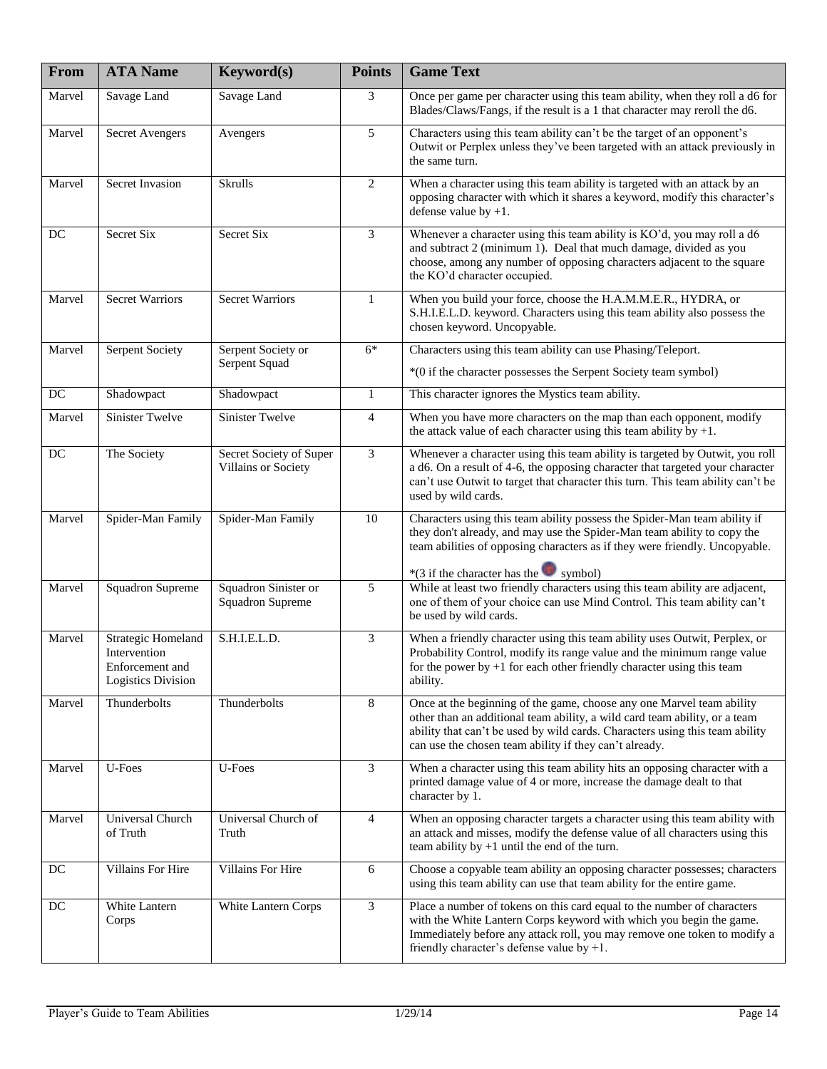| From | ATA Name | Keyword(s) | Points | Game Text |
|---|---|---|---|---|
| Marvel | Savage Land | Savage Land | 3 | Once per game per character using this team ability, when they roll a d6 for Blades/Claws/Fangs, if the result is a 1 that character may reroll the d6. |
| Marvel | Secret Avengers | Avengers | 5 | Characters using this team ability can't be the target of an opponent's Outwit or Perplex unless they've been targeted with an attack previously in the same turn. |
| Marvel | Secret Invasion | Skrulls | 2 | When a character using this team ability is targeted with an attack by an opposing character with which it shares a keyword, modify this character's defense value by +1. |
| DC | Secret Six | Secret Six | 3 | Whenever a character using this team ability is KO'd, you may roll a d6 and subtract 2 (minimum 1). Deal that much damage, divided as you choose, among any number of opposing characters adjacent to the square the KO'd character occupied. |
| Marvel | Secret Warriors | Secret Warriors | 1 | When you build your force, choose the H.A.M.M.E.R., HYDRA, or S.H.I.E.L.D. keyword. Characters using this team ability also possess the chosen keyword. Uncopyable. |
| Marvel | Serpent Society | Serpent Society or Serpent Squad | 6* | Characters using this team ability can use Phasing/Teleport.<br>*(0 if the character possesses the Serpent Society team symbol) |
| DC | Shadowpact | Shadowpact | 1 | This character ignores the Mystics team ability. |
| Marvel | Sinister Twelve | Sinister Twelve | 4 | When you have more characters on the map than each opponent, modify the attack value of each character using this team ability by +1. |
| DC | The Society | Secret Society of Super Villains or Society | 3 | Whenever a character using this team ability is targeted by Outwit, you roll a d6. On a result of 4-6, the opposing character that targeted your character can't use Outwit to target that character this turn. This team ability can't be used by wild cards. |
| Marvel | Spider-Man Family | Spider-Man Family | 10 | Characters using this team ability possess the Spider-Man team ability if they don't already, and may use the Spider-Man team ability to copy the team abilities of opposing characters as if they were friendly. Uncopyable.<br>*(3 if the character has the symbol) |
| Marvel | Squadron Supreme | Squadron Sinister or Squadron Supreme | 5 | While at least two friendly characters using this team ability are adjacent, one of them of your choice can use Mind Control. This team ability can't be used by wild cards. |
| Marvel | Strategic Homeland Intervention Enforcement and Logistics Division | S.H.I.E.L.D. | 3 | When a friendly character using this team ability uses Outwit, Perplex, or Probability Control, modify its range value and the minimum range value for the power by +1 for each other friendly character using this team ability. |
| Marvel | Thunderbolts | Thunderbolts | 8 | Once at the beginning of the game, choose any one Marvel team ability other than an additional team ability, a wild card team ability, or a team ability that can't be used by wild cards. Characters using this team ability can use the chosen team ability if they can't already. |
| Marvel | U-Foes | U-Foes | 3 | When a character using this team ability hits an opposing character with a printed damage value of 4 or more, increase the damage dealt to that character by 1. |
| Marvel | Universal Church of Truth | Universal Church of Truth | 4 | When an opposing character targets a character using this team ability with an attack and misses, modify the defense value of all characters using this team ability by +1 until the end of the turn. |
| DC | Villains For Hire | Villains For Hire | 6 | Choose a copyable team ability an opposing character possesses; characters using this team ability can use that team ability for the entire game. |
| DC | White Lantern Corps | White Lantern Corps | 3 | Place a number of tokens on this card equal to the number of characters with the White Lantern Corps keyword with which you begin the game. Immediately before any attack roll, you may remove one token to modify a friendly character's defense value by +1. |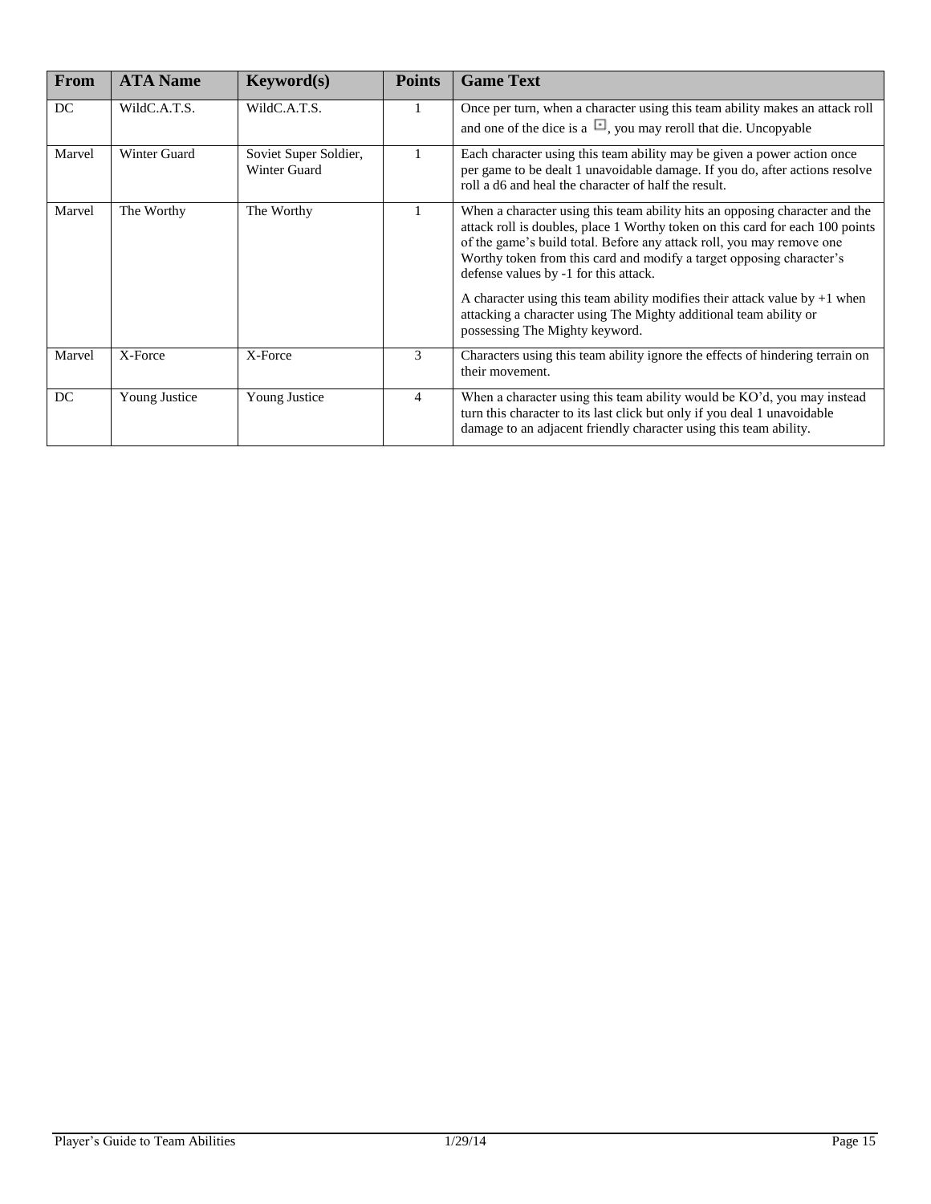| From | ATA Name | Keyword(s) | Points | Game Text |
|---|---|---|---|---|
| DC | WildC.A.T.S. | WildC.A.T.S. | 1 | Once per turn, when a character using this team ability makes an attack roll and one of the dice is a ⚀, you may reroll that die. Uncopyable |
| Marvel | Winter Guard | Soviet Super Soldier, Winter Guard | 1 | Each character using this team ability may be given a power action once per game to be dealt 1 unavoidable damage. If you do, after actions resolve roll a d6 and heal the character of half the result. |
| Marvel | The Worthy | The Worthy | 1 | When a character using this team ability hits an opposing character and the attack roll is doubles, place 1 Worthy token on this card for each 100 points of the game's build total. Before any attack roll, you may remove one Worthy token from this card and modify a target opposing character's defense values by -1 for this attack.<br><br>A character using this team ability modifies their attack value by +1 when attacking a character using The Mighty additional team ability or possessing The Mighty keyword. |
| Marvel | X-Force | X-Force | 3 | Characters using this team ability ignore the effects of hindering terrain on their movement. |
| DC | Young Justice | Young Justice | 4 | When a character using this team ability would be KO'd, you may instead turn this character to its last click but only if you deal 1 unavoidable damage to an adjacent friendly character using this team ability. |